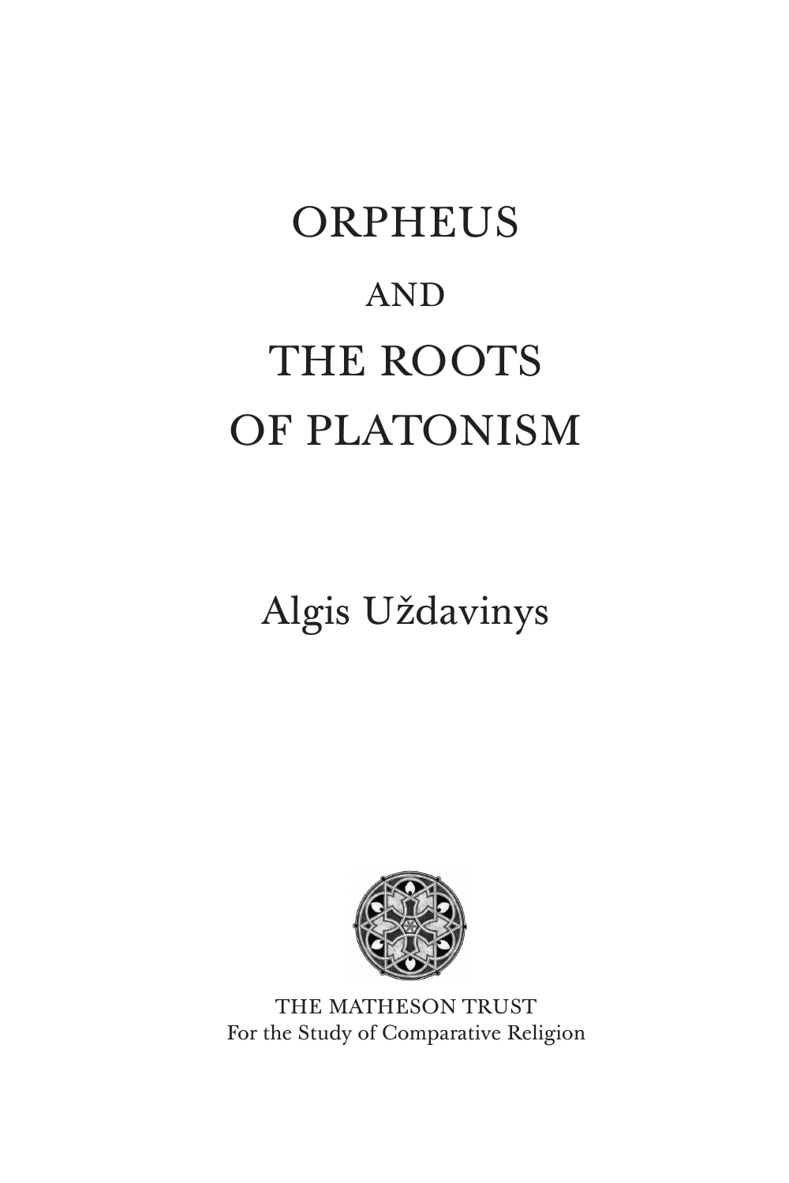# ORPHEUS

AND

# THE ROOTS OF PLATONISM

Algis Uždavinys

THE MATHESON TRUST
For the Study of Comparative Religion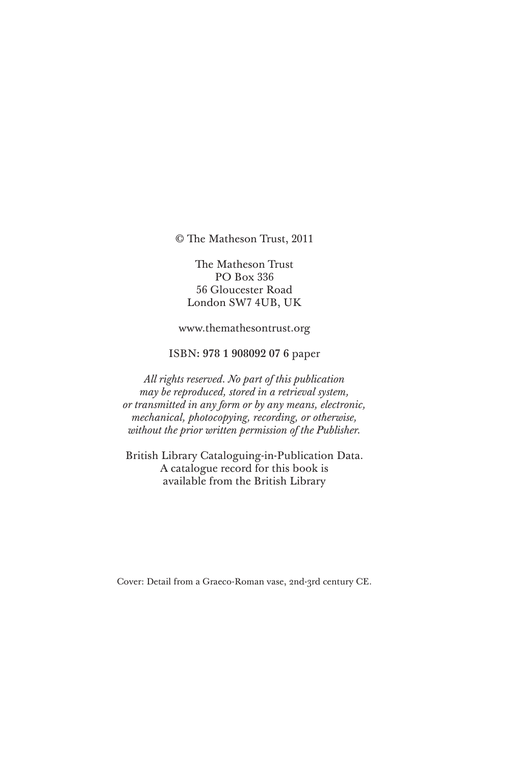© The Matheson Trust, 2011

The Matheson Trust
PO Box 336
56 Gloucester Road
London SW7 4UB, UK

www.themathesontrust.org

ISBN: **978 1 908092 07 6** paper

*All rights reserved. No part of this publication may be reproduced, stored in a retrieval system, or transmitted in any form or by any means, electronic, mechanical, photocopying, recording, or otherwise, without the prior written permission of the Publisher.*

British Library Cataloguing-in-Publication Data.
A catalogue record for this book is available from the British Library

Cover: Detail from a Graeco-Roman vase, 2nd-3rd century CE.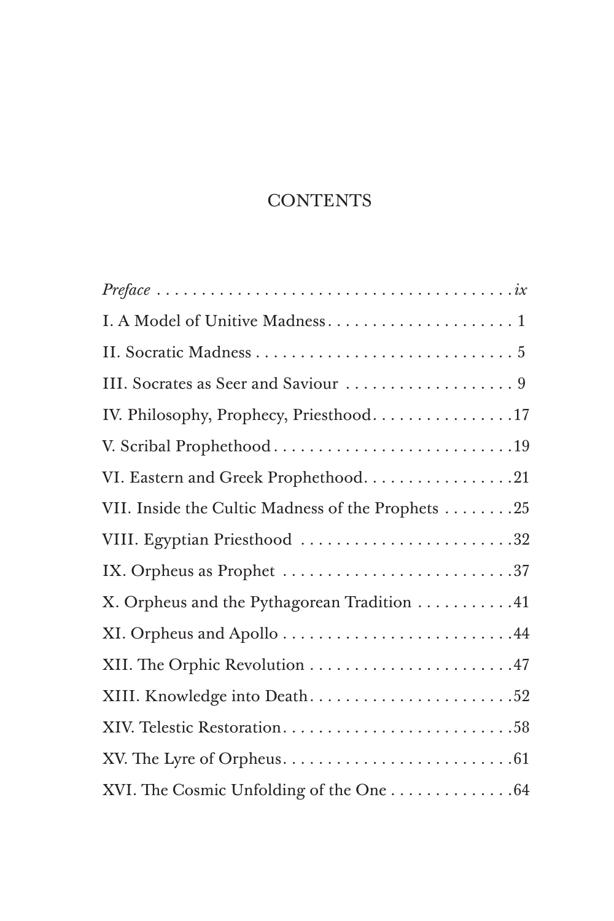# CONTENTS

*Preface* . . . . . . . . . . . . . . . . . . . . . . . . . . . . . . . . . . . . . . . . *ix*

I. A Model of Unitive Madness . . . . . . . . . . . . . . . . . . . . . 1

II. Socratic Madness . . . . . . . . . . . . . . . . . . . . . . . . . . . . 5

III. Socrates as Seer and Saviour . . . . . . . . . . . . . . . . . . . 9

IV. Philosophy, Prophecy, Priesthood . . . . . . . . . . . . . . . . 17

V. Scribal Prophethood . . . . . . . . . . . . . . . . . . . . . . . . . . 19

VI. Eastern and Greek Prophethood . . . . . . . . . . . . . . . . . 21

VII. Inside the Cultic Madness of the Prophets . . . . . . . . 25

VIII. Egyptian Priesthood . . . . . . . . . . . . . . . . . . . . . . . . 32

IX. Orpheus as Prophet . . . . . . . . . . . . . . . . . . . . . . . . . 37

X. Orpheus and the Pythagorean Tradition . . . . . . . . . . . 41

XI. Orpheus and Apollo . . . . . . . . . . . . . . . . . . . . . . . . . 44

XII. The Orphic Revolution . . . . . . . . . . . . . . . . . . . . . . . 47

XIII. Knowledge into Death . . . . . . . . . . . . . . . . . . . . . . . 52

XIV. Telestic Restoration . . . . . . . . . . . . . . . . . . . . . . . . . 58

XV. The Lyre of Orpheus . . . . . . . . . . . . . . . . . . . . . . . . . 61

XVI. The Cosmic Unfolding of the One . . . . . . . . . . . . . . 64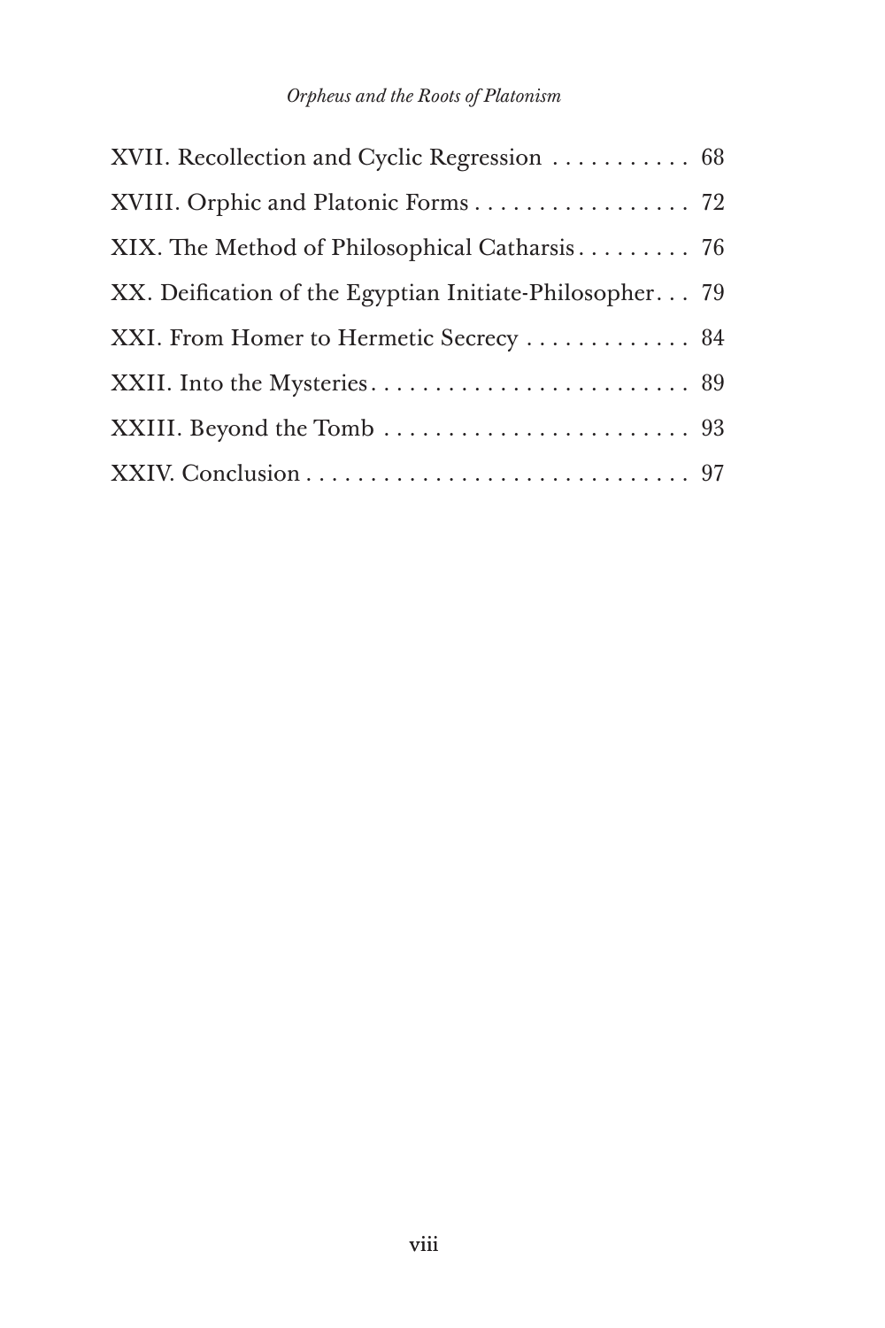XVII. Recollection and Cyclic Regression . . . . . . . . . . . 68

XVIII. Orphic and Platonic Forms . . . . . . . . . . . . . . . . . 72

XIX. The Method of Philosophical Catharsis . . . . . . . . . 76

XX. Deification of the Egyptian Initiate-Philosopher . . . 79

XXI. From Homer to Hermetic Secrecy . . . . . . . . . . . . . 84

XXII. Into the Mysteries . . . . . . . . . . . . . . . . . . . . . . . . . 89

XXIII. Beyond the Tomb . . . . . . . . . . . . . . . . . . . . . . . . 93

XXIV. Conclusion . . . . . . . . . . . . . . . . . . . . . . . . . . . . . . 97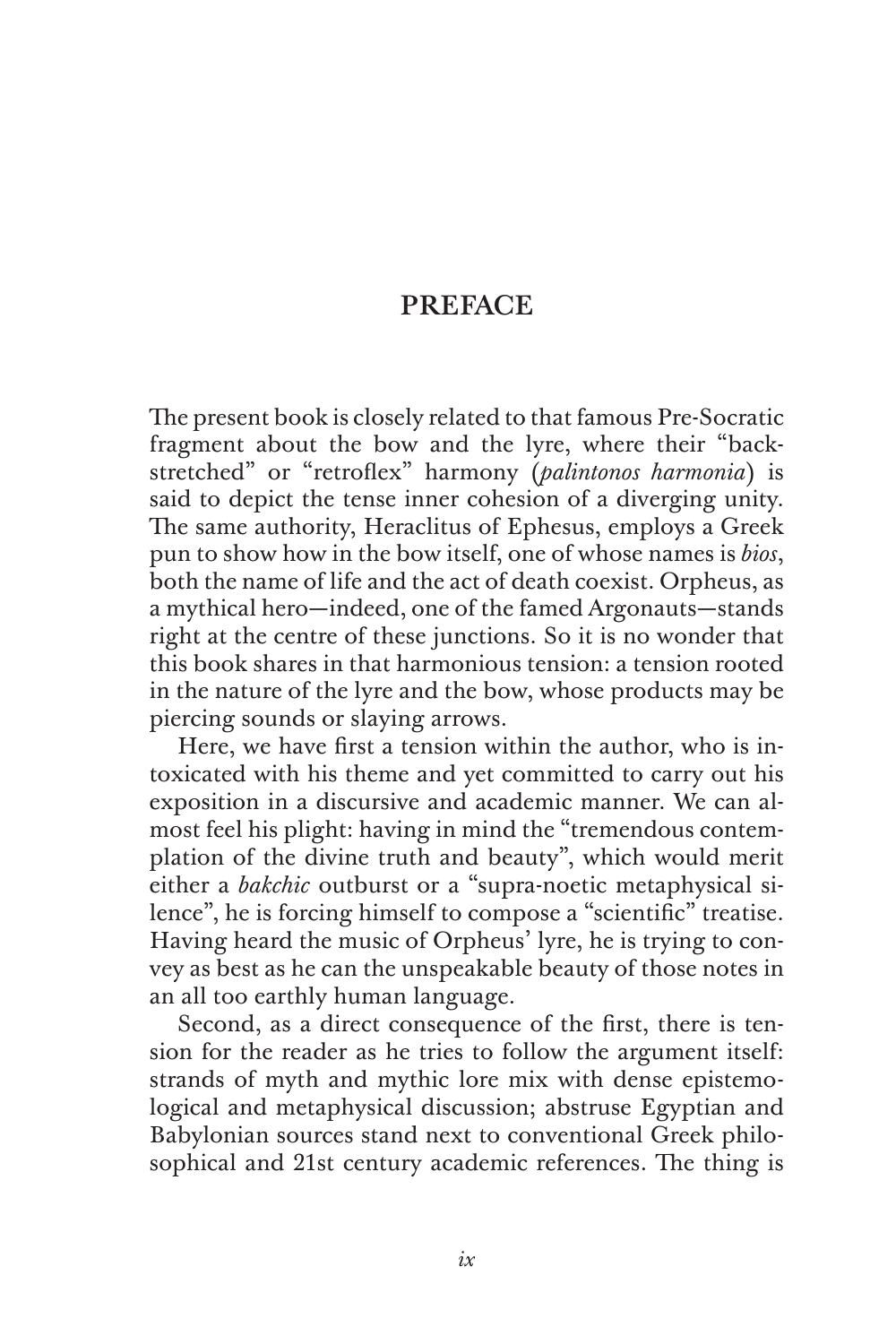# PREFACE

The present book is closely related to that famous Pre-Socratic fragment about the bow and the lyre, where their "back-stretched" or "retroflex" harmony (*palintonos harmonia*) is said to depict the tense inner cohesion of a diverging unity. The same authority, Heraclitus of Ephesus, employs a Greek pun to show how in the bow itself, one of whose names is *bios*, both the name of life and the act of death coexist. Orpheus, as a mythical hero—indeed, one of the famed Argonauts—stands right at the centre of these junctions. So it is no wonder that this book shares in that harmonious tension: a tension rooted in the nature of the lyre and the bow, whose products may be piercing sounds or slaying arrows.

Here, we have first a tension within the author, who is intoxicated with his theme and yet committed to carry out his exposition in a discursive and academic manner. We can almost feel his plight: having in mind the "tremendous contemplation of the divine truth and beauty", which would merit either a *bakchic* outburst or a "supra-noetic metaphysical silence", he is forcing himself to compose a "scientific" treatise. Having heard the music of Orpheus' lyre, he is trying to convey as best as he can the unspeakable beauty of those notes in an all too earthly human language.

Second, as a direct consequence of the first, there is tension for the reader as he tries to follow the argument itself: strands of myth and mythic lore mix with dense epistemological and metaphysical discussion; abstruse Egyptian and Babylonian sources stand next to conventional Greek philosophical and 21st century academic references. The thing is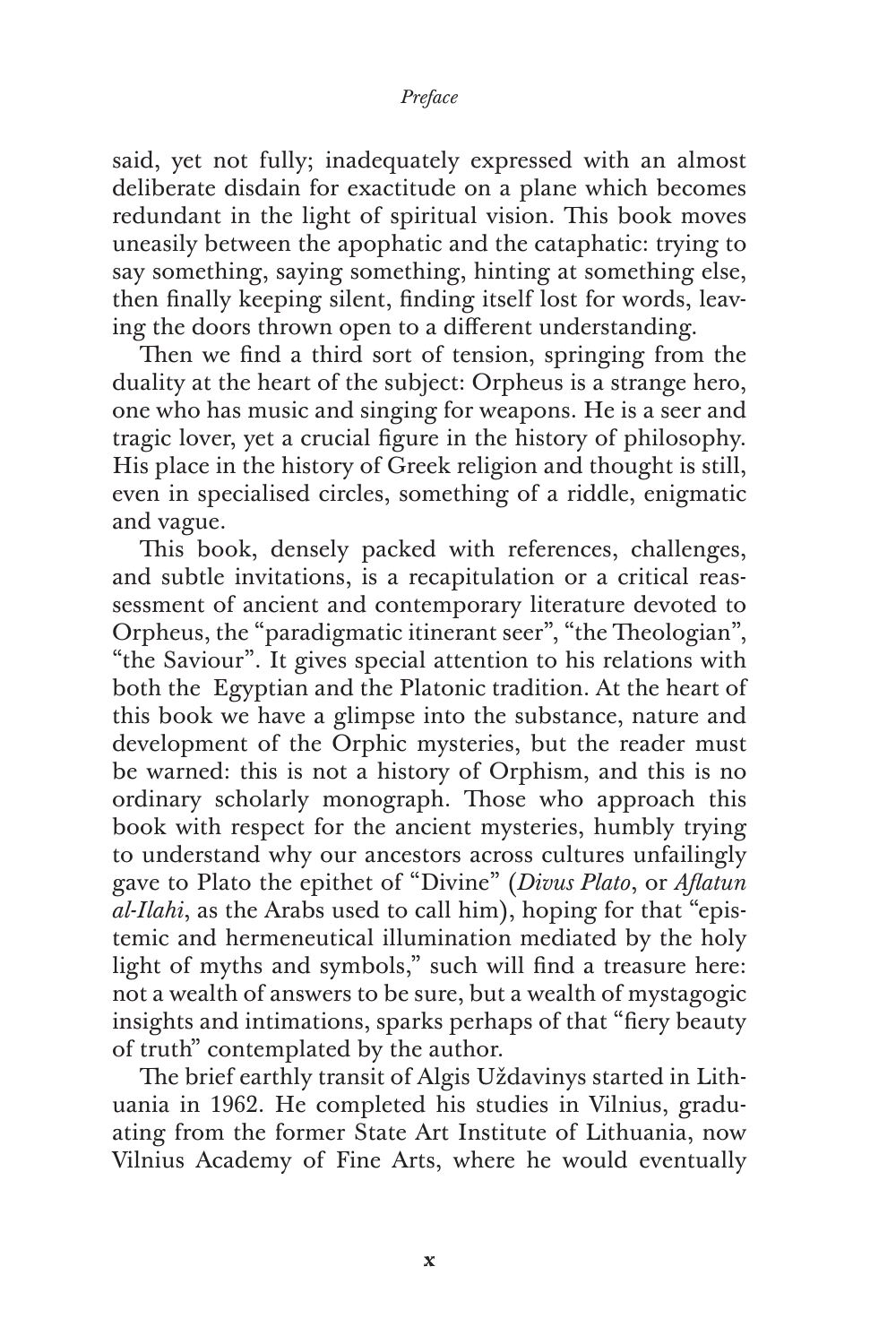said, yet not fully; inadequately expressed with an almost deliberate disdain for exactitude on a plane which becomes redundant in the light of spiritual vision. This book moves uneasily between the apophatic and the cataphatic: trying to say something, saying something, hinting at something else, then finally keeping silent, finding itself lost for words, leaving the doors thrown open to a different understanding.

Then we find a third sort of tension, springing from the duality at the heart of the subject: Orpheus is a strange hero, one who has music and singing for weapons. He is a seer and tragic lover, yet a crucial figure in the history of philosophy. His place in the history of Greek religion and thought is still, even in specialised circles, something of a riddle, enigmatic and vague.

This book, densely packed with references, challenges, and subtle invitations, is a recapitulation or a critical reassessment of ancient and contemporary literature devoted to Orpheus, the "paradigmatic itinerant seer", "the Theologian", "the Saviour". It gives special attention to his relations with both the Egyptian and the Platonic tradition. At the heart of this book we have a glimpse into the substance, nature and development of the Orphic mysteries, but the reader must be warned: this is not a history of Orphism, and this is no ordinary scholarly monograph. Those who approach this book with respect for the ancient mysteries, humbly trying to understand why our ancestors across cultures unfailingly gave to Plato the epithet of "Divine" (*Divus Plato*, or *Aflatun al-Ilahi*, as the Arabs used to call him), hoping for that "epistemic and hermeneutical illumination mediated by the holy light of myths and symbols," such will find a treasure here: not a wealth of answers to be sure, but a wealth of mystagogic insights and intimations, sparks perhaps of that "fiery beauty of truth" contemplated by the author.

The brief earthly transit of Algis Uždavinys started in Lithuania in 1962. He completed his studies in Vilnius, graduating from the former State Art Institute of Lithuania, now Vilnius Academy of Fine Arts, where he would eventually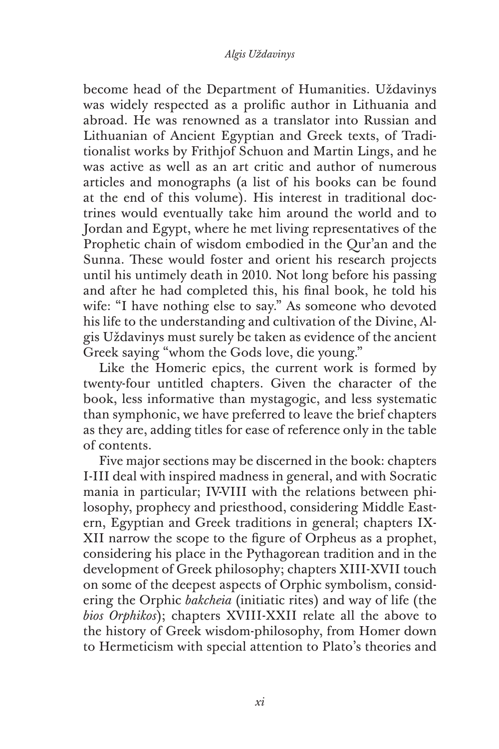become head of the Department of Humanities. Uždavinys was widely respected as a prolific author in Lithuania and abroad. He was renowned as a translator into Russian and Lithuanian of Ancient Egyptian and Greek texts, of Traditionalist works by Frithjof Schuon and Martin Lings, and he was active as well as an art critic and author of numerous articles and monographs (a list of his books can be found at the end of this volume). His interest in traditional doctrines would eventually take him around the world and to Jordan and Egypt, where he met living representatives of the Prophetic chain of wisdom embodied in the Qur'an and the Sunna. These would foster and orient his research projects until his untimely death in 2010. Not long before his passing and after he had completed this, his final book, he told his wife: "I have nothing else to say." As someone who devoted his life to the understanding and cultivation of the Divine, Algis Uždavinys must surely be taken as evidence of the ancient Greek saying "whom the Gods love, die young."

Like the Homeric epics, the current work is formed by twenty-four untitled chapters. Given the character of the book, less informative than mystagogic, and less systematic than symphonic, we have preferred to leave the brief chapters as they are, adding titles for ease of reference only in the table of contents.

Five major sections may be discerned in the book: chapters I-III deal with inspired madness in general, and with Socratic mania in particular; IV-VIII with the relations between philosophy, prophecy and priesthood, considering Middle Eastern, Egyptian and Greek traditions in general; chapters IX-XII narrow the scope to the figure of Orpheus as a prophet, considering his place in the Pythagorean tradition and in the development of Greek philosophy; chapters XIII-XVII touch on some of the deepest aspects of Orphic symbolism, considering the Orphic *bakcheia* (initiatic rites) and way of life (the *bios Orphikos*); chapters XVIII-XXII relate all the above to the history of Greek wisdom-philosophy, from Homer down to Hermeticism with special attention to Plato's theories and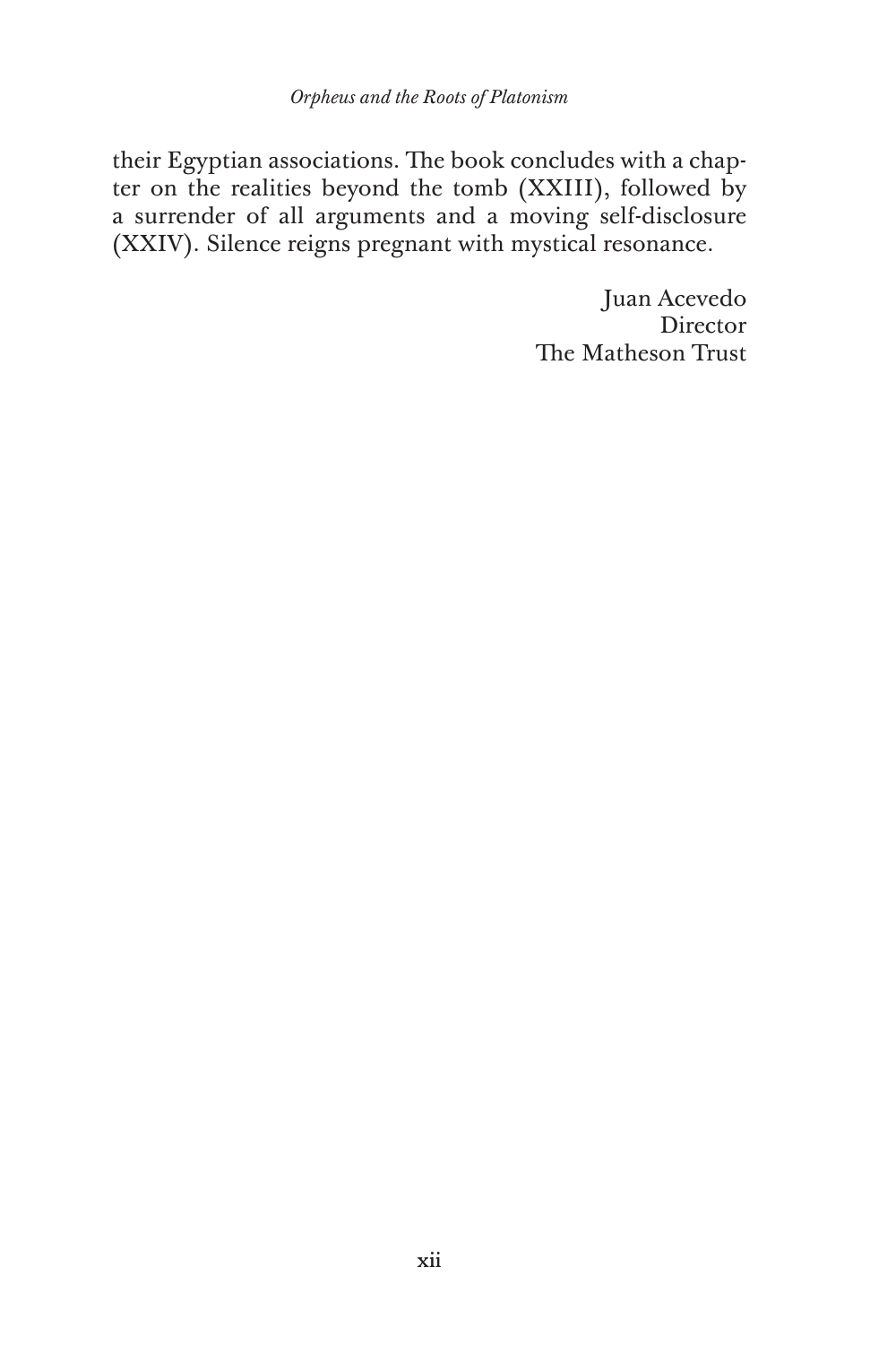their Egyptian associations. The book concludes with a chapter on the realities beyond the tomb (XXIII), followed by a surrender of all arguments and a moving self-disclosure (XXIV). Silence reigns pregnant with mystical resonance.

Juan Acevedo  
Director  
The Matheson Trust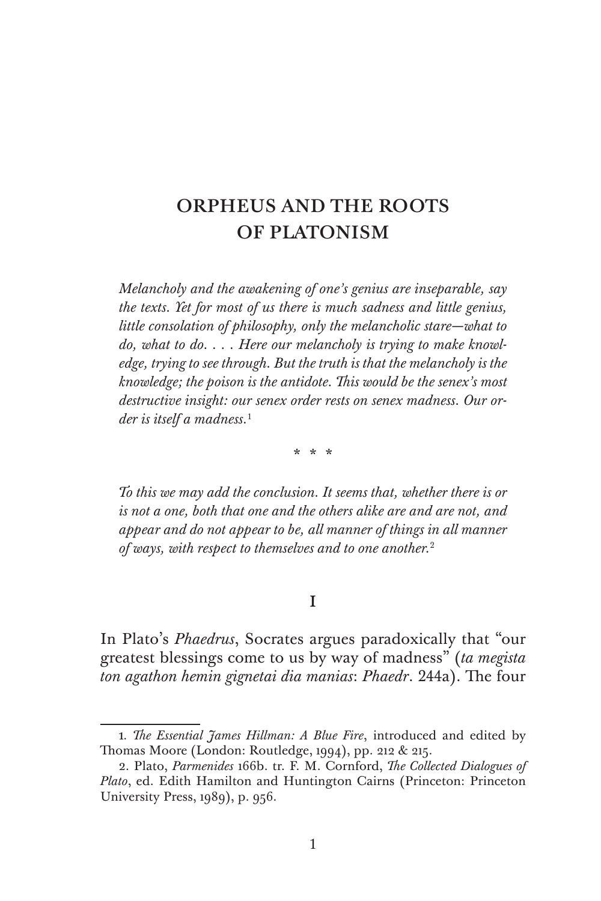# ORPHEUS AND THE ROOTS OF PLATONISM

*Melancholy and the awakening of one's genius are inseparable, say the texts. Yet for most of us there is much sadness and little genius, little consolation of philosophy, only the melancholic stare—what to do, what to do. . . . Here our melancholy is trying to make knowledge, trying to see through. But the truth is that the melancholy is the knowledge; the poison is the antidote. This would be the senex's most destructive insight: our senex order rests on senex madness. Our order is itself a madness.*[1]

\* \* \*

*To this we may add the conclusion. It seems that, whether there is or is not a one, both that one and the others alike are and are not, and appear and do not appear to be, all manner of things in all manner of ways, with respect to themselves and to one another.*[2]

## I

In Plato's *Phaedrus*, Socrates argues paradoxically that "our greatest blessings come to us by way of madness" (*ta megista ton agathon hemin gignetai dia manias*: *Phaedr*. 244a). The four

---

1. *The Essential James Hillman: A Blue Fire*, introduced and edited by Thomas Moore (London: Routledge, 1994), pp. 212 & 215.

2. Plato, *Parmenides* 166b. tr. F. M. Cornford, *The Collected Dialogues of Plato*, ed. Edith Hamilton and Huntington Cairns (Princeton: Princeton University Press, 1989), p. 956.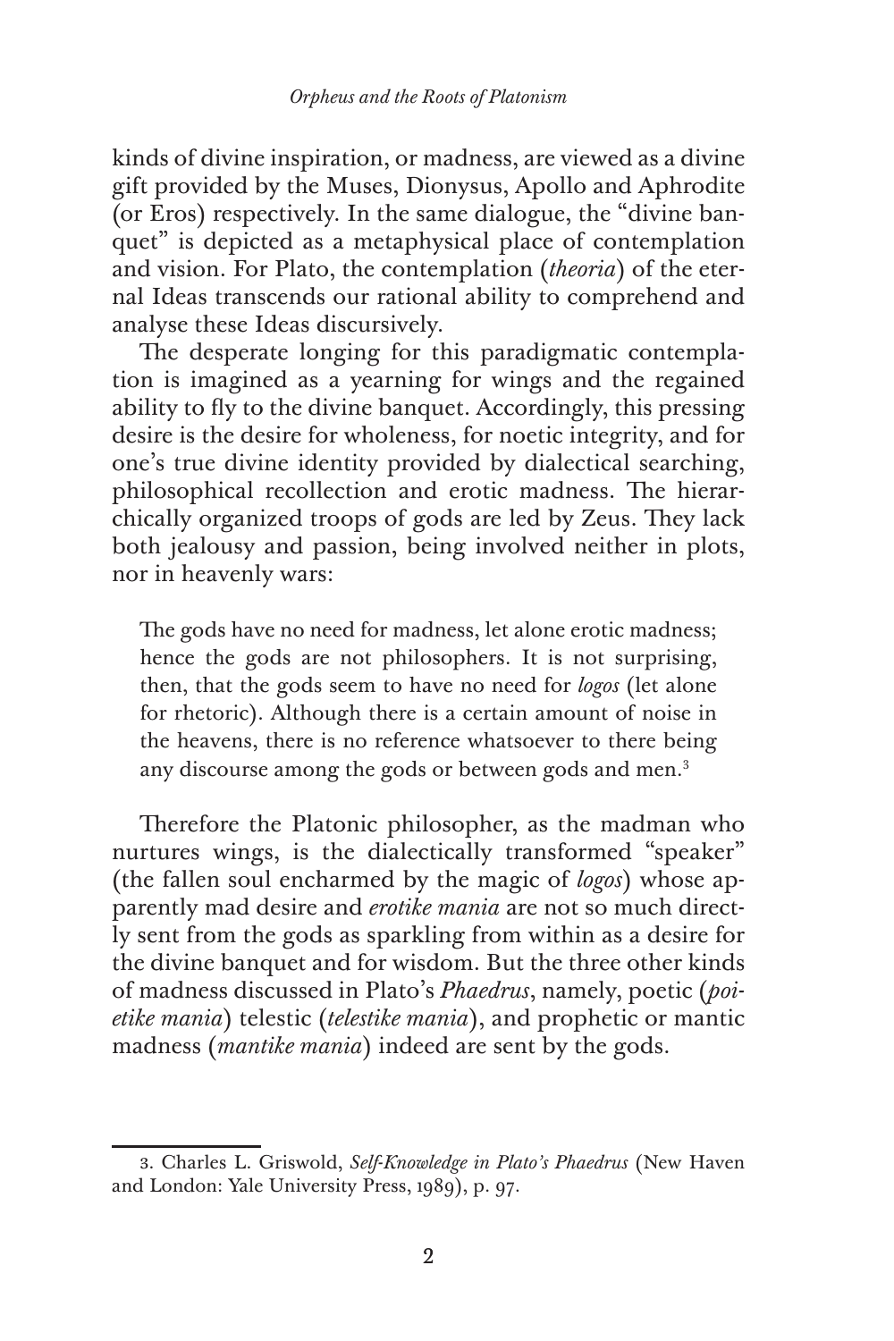kinds of divine inspiration, or madness, are viewed as a divine gift provided by the Muses, Dionysus, Apollo and Aphrodite (or Eros) respectively. In the same dialogue, the "divine banquet" is depicted as a metaphysical place of contemplation and vision. For Plato, the contemplation (*theoria*) of the eternal Ideas transcends our rational ability to comprehend and analyse these Ideas discursively.

The desperate longing for this paradigmatic contemplation is imagined as a yearning for wings and the regained ability to fly to the divine banquet. Accordingly, this pressing desire is the desire for wholeness, for noetic integrity, and for one's true divine identity provided by dialectical searching, philosophical recollection and erotic madness. The hierarchically organized troops of gods are led by Zeus. They lack both jealousy and passion, being involved neither in plots, nor in heavenly wars:

> The gods have no need for madness, let alone erotic madness; hence the gods are not philosophers. It is not surprising, then, that the gods seem to have no need for *logos* (let alone for rhetoric). Although there is a certain amount of noise in the heavens, there is no reference whatsoever to there being any discourse among the gods or between gods and men.[3]

Therefore the Platonic philosopher, as the madman who nurtures wings, is the dialectically transformed "speaker" (the fallen soul encharmed by the magic of *logos*) whose apparently mad desire and *erotike mania* are not so much directly sent from the gods as sparkling from within as a desire for the divine banquet and for wisdom. But the three other kinds of madness discussed in Plato's *Phaedrus*, namely, poetic (*poietike mania*) telestic (*telestike mania*), and prophetic or mantic madness (*mantike mania*) indeed are sent by the gods.

---

3. Charles L. Griswold, *Self-Knowledge in Plato's Phaedrus* (New Haven and London: Yale University Press, 1989), p. 97.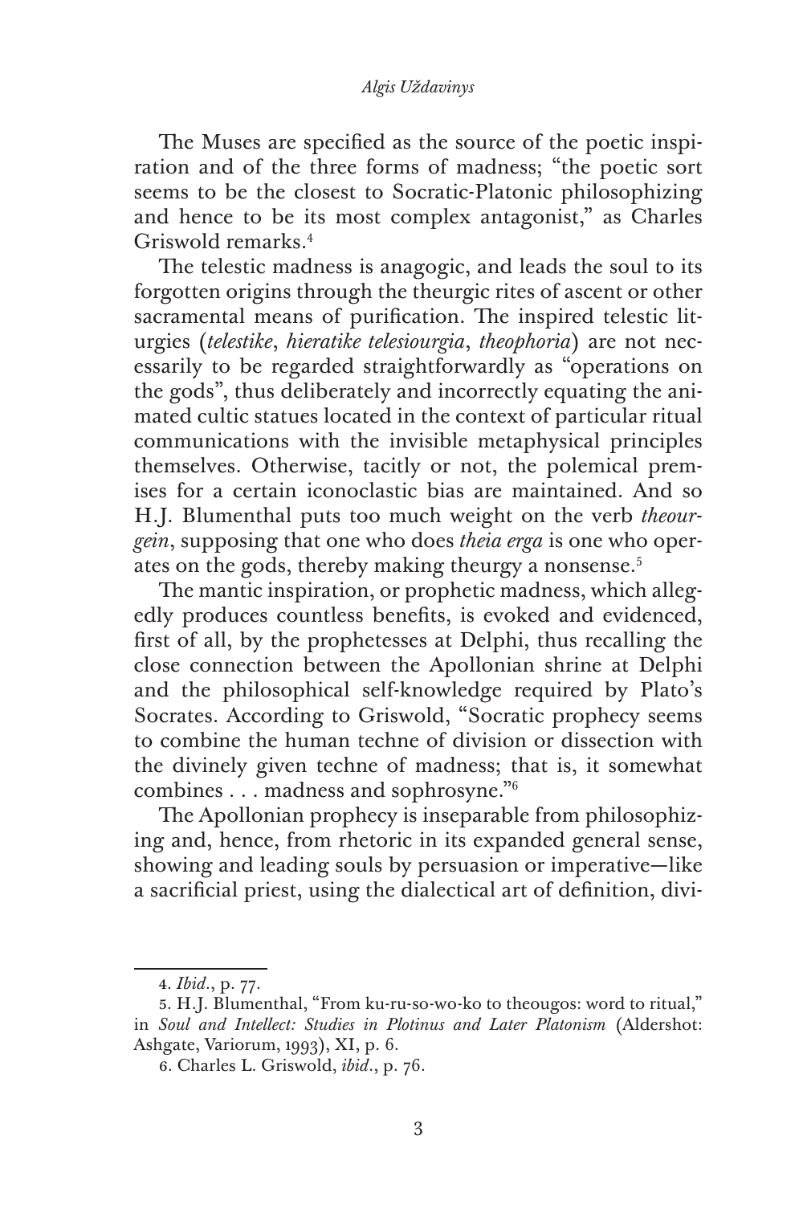The Muses are specified as the source of the poetic inspiration and of the three forms of madness; "the poetic sort seems to be the closest to Socratic-Platonic philosophizing and hence to be its most complex antagonist," as Charles Griswold remarks.[4]

The telestic madness is anagogic, and leads the soul to its forgotten origins through the theurgic rites of ascent or other sacramental means of purification. The inspired telestic liturgies (*telestike*, *hieratike telesiourgia*, *theophoria*) are not necessarily to be regarded straightforwardly as "operations on the gods", thus deliberately and incorrectly equating the animated cultic statues located in the context of particular ritual communications with the invisible metaphysical principles themselves. Otherwise, tacitly or not, the polemical premises for a certain iconoclastic bias are maintained. And so H.J. Blumenthal puts too much weight on the verb *theourgein*, supposing that one who does *theia erga* is one who operates on the gods, thereby making theurgy a nonsense.[5]

The mantic inspiration, or prophetic madness, which allegedly produces countless benefits, is evoked and evidenced, first of all, by the prophetesses at Delphi, thus recalling the close connection between the Apollonian shrine at Delphi and the philosophical self-knowledge required by Plato's Socrates. According to Griswold, "Socratic prophecy seems to combine the human techne of division or dissection with the divinely given techne of madness; that is, it somewhat combines . . . madness and sophrosyne."[6]

The Apollonian prophecy is inseparable from philosophizing and, hence, from rhetoric in its expanded general sense, showing and leading souls by persuasion or imperative—like a sacrificial priest, using the dialectical art of definition, divi-

---

4. *Ibid*., p. 77.

5. H.J. Blumenthal, "From ku-ru-so-wo-ko to theougos: word to ritual," in *Soul and Intellect: Studies in Plotinus and Later Platonism* (Aldershot: Ashgate, Variorum, 1993), XI, p. 6.

6. Charles L. Griswold, *ibid*., p. 76.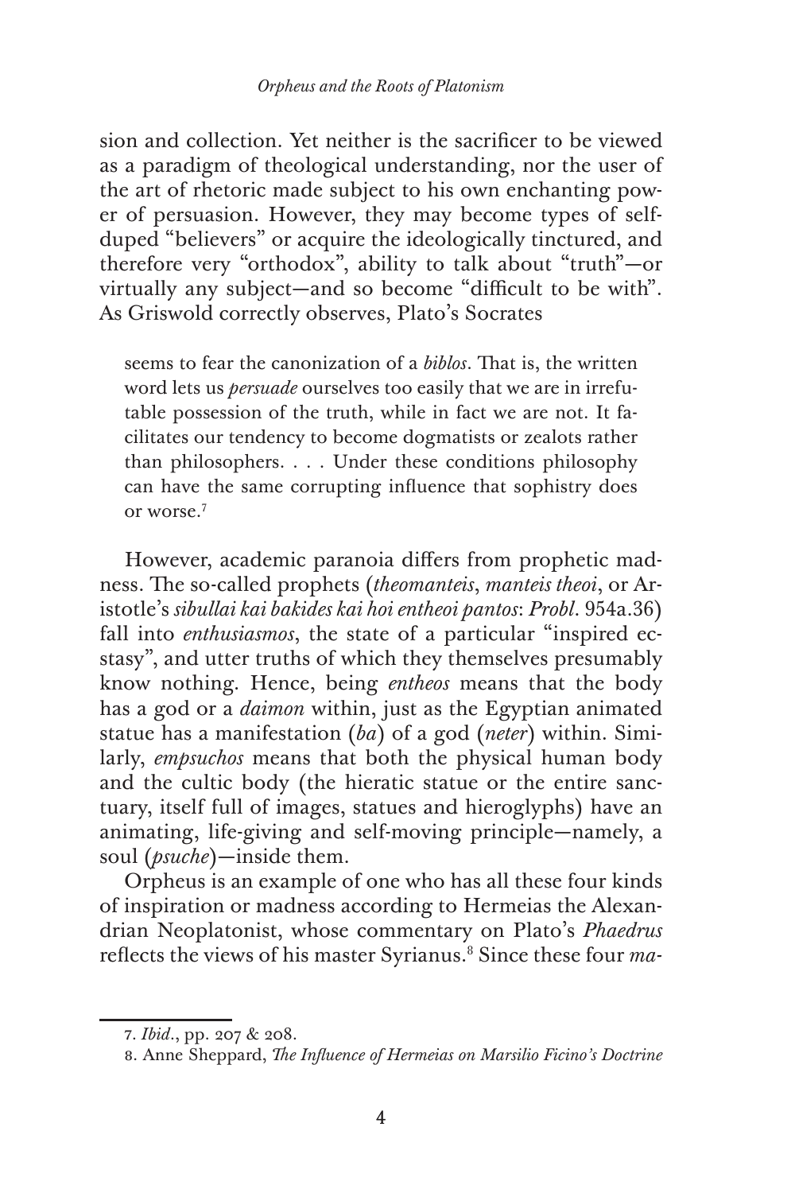sion and collection. Yet neither is the sacrificer to be viewed as a paradigm of theological understanding, nor the user of the art of rhetoric made subject to his own enchanting power of persuasion. However, they may become types of self-duped "believers" or acquire the ideologically tinctured, and therefore very "orthodox", ability to talk about "truth"—or virtually any subject—and so become "difficult to be with". As Griswold correctly observes, Plato's Socrates

> seems to fear the canonization of a *biblos*. That is, the written word lets us *persuade* ourselves too easily that we are in irrefutable possession of the truth, while in fact we are not. It facilitates our tendency to become dogmatists or zealots rather than philosophers. . . . Under these conditions philosophy can have the same corrupting influence that sophistry does or worse.[7]

However, academic paranoia differs from prophetic madness. The so-called prophets (*theomanteis*, *manteis theoi*, or Aristotle's *sibullai kai bakides kai hoi entheoi pantos*: *Probl*. 954a.36) fall into *enthusiasmos*, the state of a particular "inspired ecstasy", and utter truths of which they themselves presumably know nothing. Hence, being *entheos* means that the body has a god or a *daimon* within, just as the Egyptian animated statue has a manifestation (*ba*) of a god (*neter*) within. Similarly, *empsuchos* means that both the physical human body and the cultic body (the hieratic statue or the entire sanctuary, itself full of images, statues and hieroglyphs) have an animating, life-giving and self-moving principle—namely, a soul (*psuche*)—inside them.

Orpheus is an example of one who has all these four kinds of inspiration or madness according to Hermeias the Alexandrian Neoplatonist, whose commentary on Plato's *Phaedrus* reflects the views of his master Syrianus.[8] Since these four *ma-*

---

7. *Ibid*., pp. 207 & 208.

8. Anne Sheppard, *The Influence of Hermeias on Marsilio Ficino's Doctrine*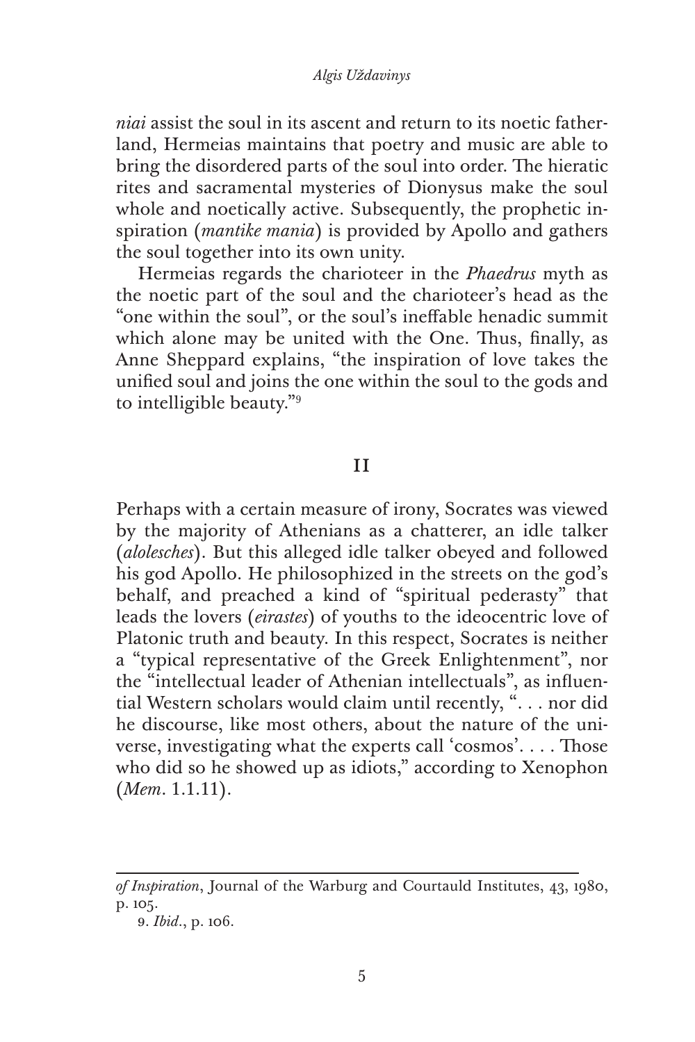*niai* assist the soul in its ascent and return to its noetic fatherland, Hermeias maintains that poetry and music are able to bring the disordered parts of the soul into order. The hieratic rites and sacramental mysteries of Dionysus make the soul whole and noetically active. Subsequently, the prophetic inspiration (*mantike mania*) is provided by Apollo and gathers the soul together into its own unity.

Hermeias regards the charioteer in the *Phaedrus* myth as the noetic part of the soul and the charioteer's head as the "one within the soul", or the soul's ineffable henadic summit which alone may be united with the One. Thus, finally, as Anne Sheppard explains, "the inspiration of love takes the unified soul and joins the one within the soul to the gods and to intelligible beauty."[9]

## II

Perhaps with a certain measure of irony, Socrates was viewed by the majority of Athenians as a chatterer, an idle talker (*alolesches*). But this alleged idle talker obeyed and followed his god Apollo. He philosophized in the streets on the god's behalf, and preached a kind of "spiritual pederasty" that leads the lovers (*eirastes*) of youths to the ideocentric love of Platonic truth and beauty. In this respect, Socrates is neither a "typical representative of the Greek Enlightenment", nor the "intellectual leader of Athenian intellectuals", as influential Western scholars would claim until recently, ". . . nor did he discourse, like most others, about the nature of the universe, investigating what the experts call 'cosmos'. . . . Those who did so he showed up as idiots," according to Xenophon (*Mem*. 1.1.11).

---

*of Inspiration*, Journal of the Warburg and Courtauld Institutes, 43, 1980, p. 105.

9. *Ibid*., p. 106.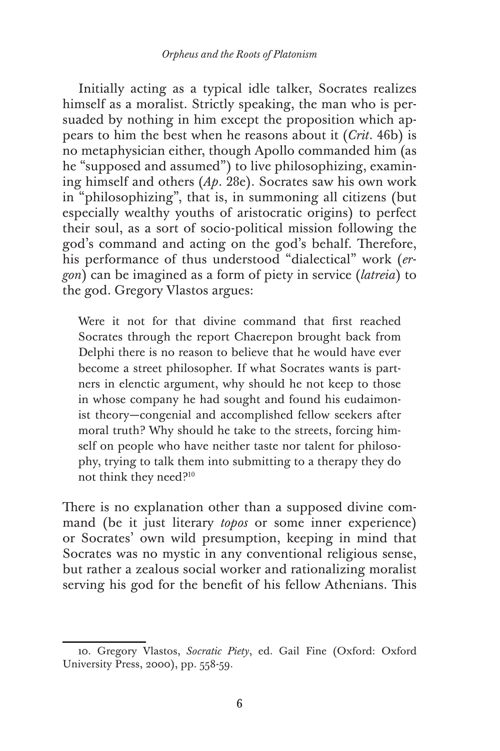Initially acting as a typical idle talker, Socrates realizes himself as a moralist. Strictly speaking, the man who is persuaded by nothing in him except the proposition which appears to him the best when he reasons about it (*Crit*. 46b) is no metaphysician either, though Apollo commanded him (as he "supposed and assumed") to live philosophizing, examining himself and others (*Ap*. 28e). Socrates saw his own work in "philosophizing", that is, in summoning all citizens (but especially wealthy youths of aristocratic origins) to perfect their soul, as a sort of socio-political mission following the god's command and acting on the god's behalf. Therefore, his performance of thus understood "dialectical" work (*ergon*) can be imagined as a form of piety in service (*latreia*) to the god. Gregory Vlastos argues:

> Were it not for that divine command that first reached Socrates through the report Chaerepon brought back from Delphi there is no reason to believe that he would have ever become a street philosopher. If what Socrates wants is partners in elenctic argument, why should he not keep to those in whose company he had sought and found his eudaimonist theory—congenial and accomplished fellow seekers after moral truth? Why should he take to the streets, forcing himself on people who have neither taste nor talent for philosophy, trying to talk them into submitting to a therapy they do not think they need?[10]

There is no explanation other than a supposed divine command (be it just literary *topos* or some inner experience) or Socrates' own wild presumption, keeping in mind that Socrates was no mystic in any conventional religious sense, but rather a zealous social worker and rationalizing moralist serving his god for the benefit of his fellow Athenians. This

10. Gregory Vlastos, *Socratic Piety*, ed. Gail Fine (Oxford: Oxford University Press, 2000), pp. 558-59.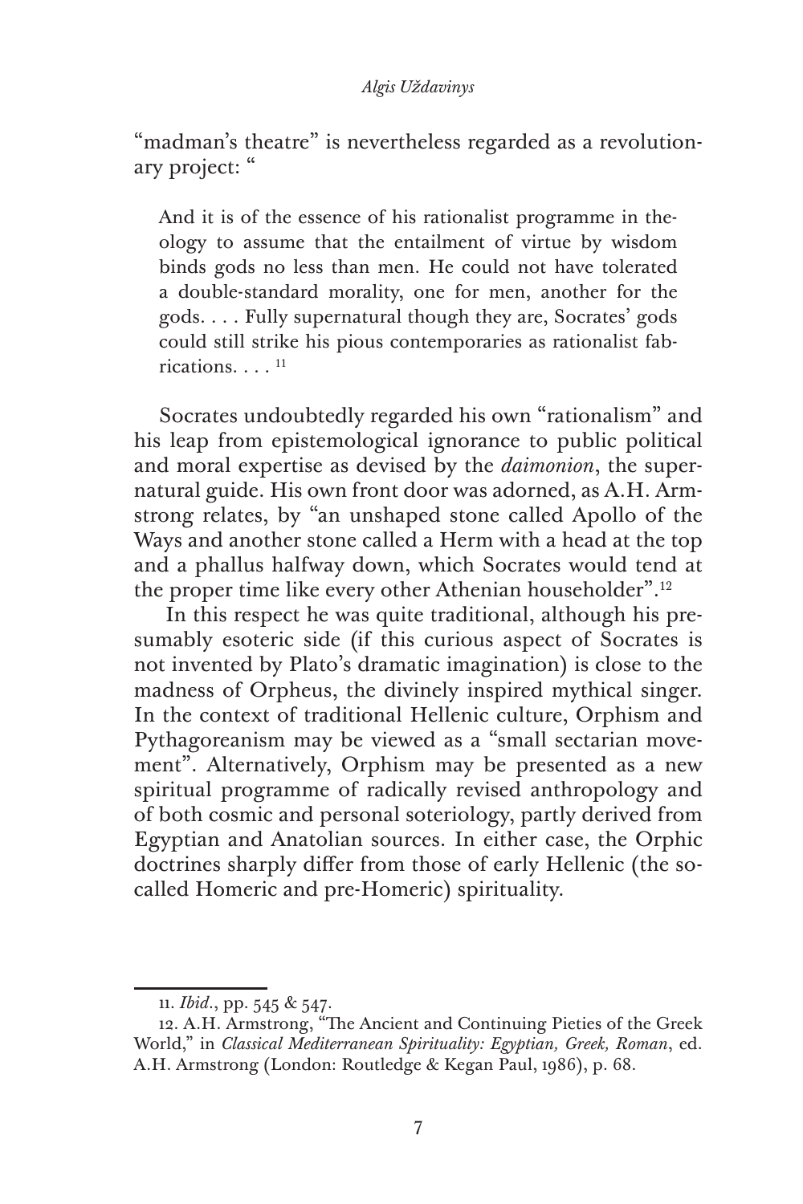"madman's theatre" is nevertheless regarded as a revolutionary project: "

> And it is of the essence of his rationalist programme in theology to assume that the entailment of virtue by wisdom binds gods no less than men. He could not have tolerated a double-standard morality, one for men, another for the gods. . . . Fully supernatural though they are, Socrates' gods could still strike his pious contemporaries as rationalist fabrications. . . . [11]

Socrates undoubtedly regarded his own "rationalism" and his leap from epistemological ignorance to public political and moral expertise as devised by the *daimonion*, the supernatural guide. His own front door was adorned, as A.H. Armstrong relates, by "an unshaped stone called Apollo of the Ways and another stone called a Herm with a head at the top and a phallus halfway down, which Socrates would tend at the proper time like every other Athenian householder".[12]

In this respect he was quite traditional, although his presumably esoteric side (if this curious aspect of Socrates is not invented by Plato's dramatic imagination) is close to the madness of Orpheus, the divinely inspired mythical singer. In the context of traditional Hellenic culture, Orphism and Pythagoreanism may be viewed as a "small sectarian movement". Alternatively, Orphism may be presented as a new spiritual programme of radically revised anthropology and of both cosmic and personal soteriology, partly derived from Egyptian and Anatolian sources. In either case, the Orphic doctrines sharply differ from those of early Hellenic (the so-called Homeric and pre-Homeric) spirituality.

---

11. *Ibid*., pp. 545 & 547.

12. A.H. Armstrong, "The Ancient and Continuing Pieties of the Greek World," in *Classical Mediterranean Spirituality: Egyptian, Greek, Roman*, ed. A.H. Armstrong (London: Routledge & Kegan Paul, 1986), p. 68.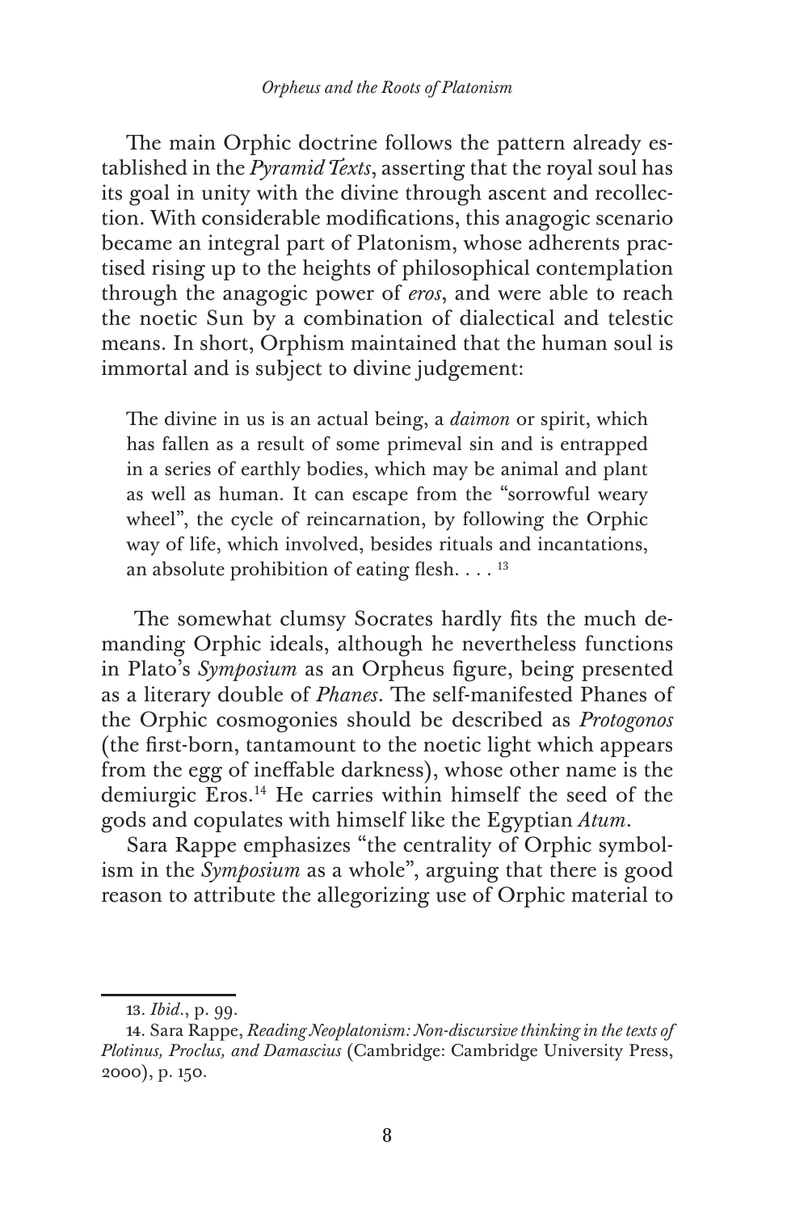The main Orphic doctrine follows the pattern already established in the *Pyramid Texts*, asserting that the royal soul has its goal in unity with the divine through ascent and recollection. With considerable modifications, this anagogic scenario became an integral part of Platonism, whose adherents practised rising up to the heights of philosophical contemplation through the anagogic power of *eros*, and were able to reach the noetic Sun by a combination of dialectical and telestic means. In short, Orphism maintained that the human soul is immortal and is subject to divine judgement:

> The divine in us is an actual being, a *daimon* or spirit, which has fallen as a result of some primeval sin and is entrapped in a series of earthly bodies, which may be animal and plant as well as human. It can escape from the "sorrowful weary wheel", the cycle of reincarnation, by following the Orphic way of life, which involved, besides rituals and incantations, an absolute prohibition of eating flesh. . . . [13]

The somewhat clumsy Socrates hardly fits the much demanding Orphic ideals, although he nevertheless functions in Plato's *Symposium* as an Orpheus figure, being presented as a literary double of *Phanes*. The self-manifested Phanes of the Orphic cosmogonies should be described as *Protogonos* (the first-born, tantamount to the noetic light which appears from the egg of ineffable darkness), whose other name is the demiurgic Eros.[14] He carries within himself the seed of the gods and copulates with himself like the Egyptian *Atum*.

Sara Rappe emphasizes "the centrality of Orphic symbolism in the *Symposium* as a whole", arguing that there is good reason to attribute the allegorizing use of Orphic material to

---

13. *Ibid*., p. 99.

14. Sara Rappe, *Reading Neoplatonism: Non-discursive thinking in the texts of Plotinus, Proclus, and Damascius* (Cambridge: Cambridge University Press, 2000), p. 150.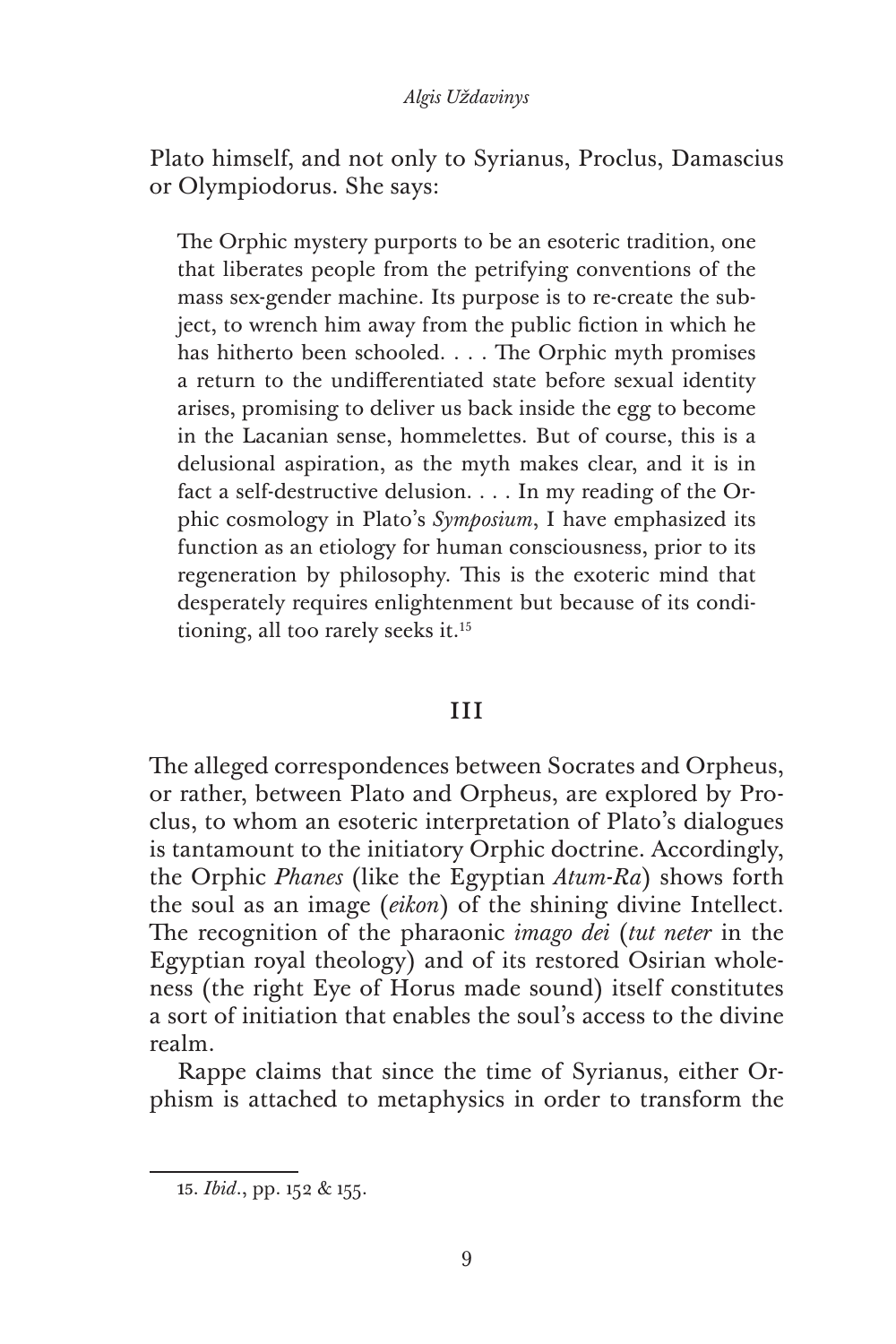Plato himself, and not only to Syrianus, Proclus, Damascius or Olympiodorus. She says:

> The Orphic mystery purports to be an esoteric tradition, one that liberates people from the petrifying conventions of the mass sex-gender machine. Its purpose is to re-create the subject, to wrench him away from the public fiction in which he has hitherto been schooled. . . . The Orphic myth promises a return to the undifferentiated state before sexual identity arises, promising to deliver us back inside the egg to become in the Lacanian sense, hommelettes. But of course, this is a delusional aspiration, as the myth makes clear, and it is in fact a self-destructive delusion. . . . In my reading of the Orphic cosmology in Plato's *Symposium*, I have emphasized its function as an etiology for human consciousness, prior to its regeneration by philosophy. This is the exoteric mind that desperately requires enlightenment but because of its conditioning, all too rarely seeks it.[15]

## III

The alleged correspondences between Socrates and Orpheus, or rather, between Plato and Orpheus, are explored by Proclus, to whom an esoteric interpretation of Plato's dialogues is tantamount to the initiatory Orphic doctrine. Accordingly, the Orphic *Phanes* (like the Egyptian *Atum-Ra*) shows forth the soul as an image (*eikon*) of the shining divine Intellect. The recognition of the pharaonic *imago dei* (*tut neter* in the Egyptian royal theology) and of its restored Osirian wholeness (the right Eye of Horus made sound) itself constitutes a sort of initiation that enables the soul's access to the divine realm.

Rappe claims that since the time of Syrianus, either Orphism is attached to metaphysics in order to transform the

---

15. *Ibid*., pp. 152 & 155.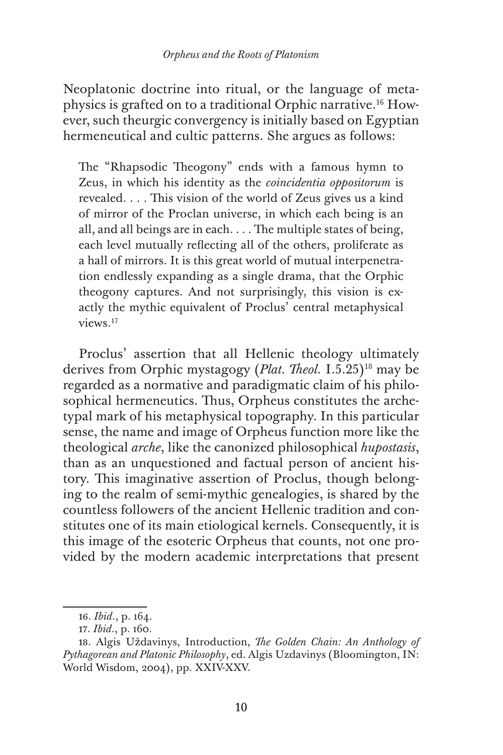Neoplatonic doctrine into ritual, or the language of metaphysics is grafted on to a traditional Orphic narrative.[16] However, such theurgic convergency is initially based on Egyptian hermeneutical and cultic patterns. She argues as follows:

> The "Rhapsodic Theogony" ends with a famous hymn to Zeus, in which his identity as the *coincidentia oppositorum* is revealed. . . . This vision of the world of Zeus gives us a kind of mirror of the Proclan universe, in which each being is an all, and all beings are in each. . . . The multiple states of being, each level mutually reflecting all of the others, proliferate as a hall of mirrors. It is this great world of mutual interpenetration endlessly expanding as a single drama, that the Orphic theogony captures. And not surprisingly, this vision is exactly the mythic equivalent of Proclus' central metaphysical views.[17]

Proclus' assertion that all Hellenic theology ultimately derives from Orphic mystagogy (*Plat. Theol.* I.5.25)[18] may be regarded as a normative and paradigmatic claim of his philosophical hermeneutics. Thus, Orpheus constitutes the archetypal mark of his metaphysical topography. In this particular sense, the name and image of Orpheus function more like the theological *arche*, like the canonized philosophical *hupostasis*, than as an unquestioned and factual person of ancient history. This imaginative assertion of Proclus, though belonging to the realm of semi-mythic genealogies, is shared by the countless followers of the ancient Hellenic tradition and constitutes one of its main etiological kernels. Consequently, it is this image of the esoteric Orpheus that counts, not one provided by the modern academic interpretations that present

---

16. *Ibid*., p. 164.

17. *Ibid*., p. 160.

18. Algis Uždavinys, Introduction, *The Golden Chain: An Anthology of Pythagorean and Platonic Philosophy*, ed. Algis Uzdavinys (Bloomington, IN: World Wisdom, 2004), pp. XXIV-XXV.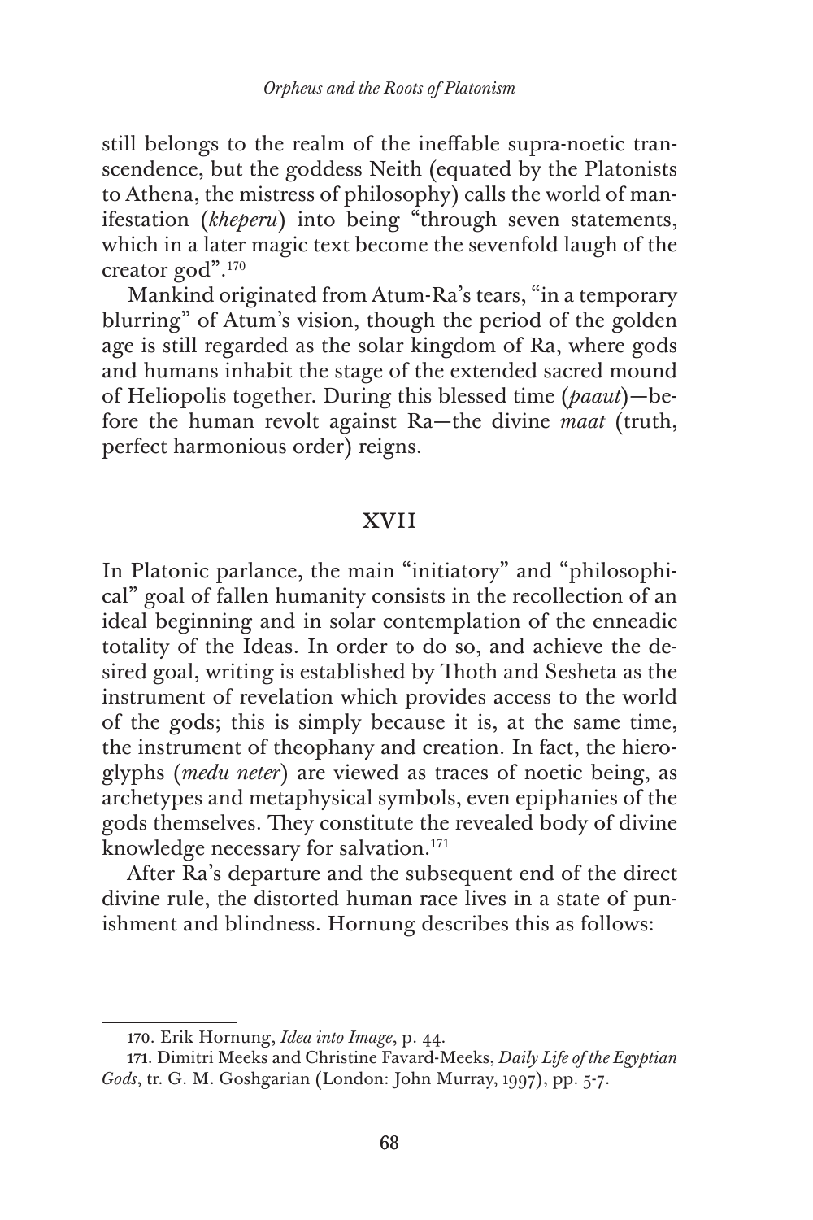still belongs to the realm of the ineffable supra-noetic transcendence, but the goddess Neith (equated by the Platonists to Athena, the mistress of philosophy) calls the world of manifestation (*kheperu*) into being "through seven statements, which in a later magic text become the sevenfold laugh of the creator god".[170]

Mankind originated from Atum-Ra's tears, "in a temporary blurring" of Atum's vision, though the period of the golden age is still regarded as the solar kingdom of Ra, where gods and humans inhabit the stage of the extended sacred mound of Heliopolis together. During this blessed time (*paaut*)—before the human revolt against Ra—the divine *maat* (truth, perfect harmonious order) reigns.

## XVII

In Platonic parlance, the main "initiatory" and "philosophical" goal of fallen humanity consists in the recollection of an ideal beginning and in solar contemplation of the enneadic totality of the Ideas. In order to do so, and achieve the desired goal, writing is established by Thoth and Sesheta as the instrument of revelation which provides access to the world of the gods; this is simply because it is, at the same time, the instrument of theophany and creation. In fact, the hieroglyphs (*medu neter*) are viewed as traces of noetic being, as archetypes and metaphysical symbols, even epiphanies of the gods themselves. They constitute the revealed body of divine knowledge necessary for salvation.[171]

After Ra's departure and the subsequent end of the direct divine rule, the distorted human race lives in a state of punishment and blindness. Hornung describes this as follows:

---

170. Erik Hornung, *Idea into Image*, p. 44.

171. Dimitri Meeks and Christine Favard-Meeks, *Daily Life of the Egyptian Gods*, tr. G. M. Goshgarian (London: John Murray, 1997), pp. 5-7.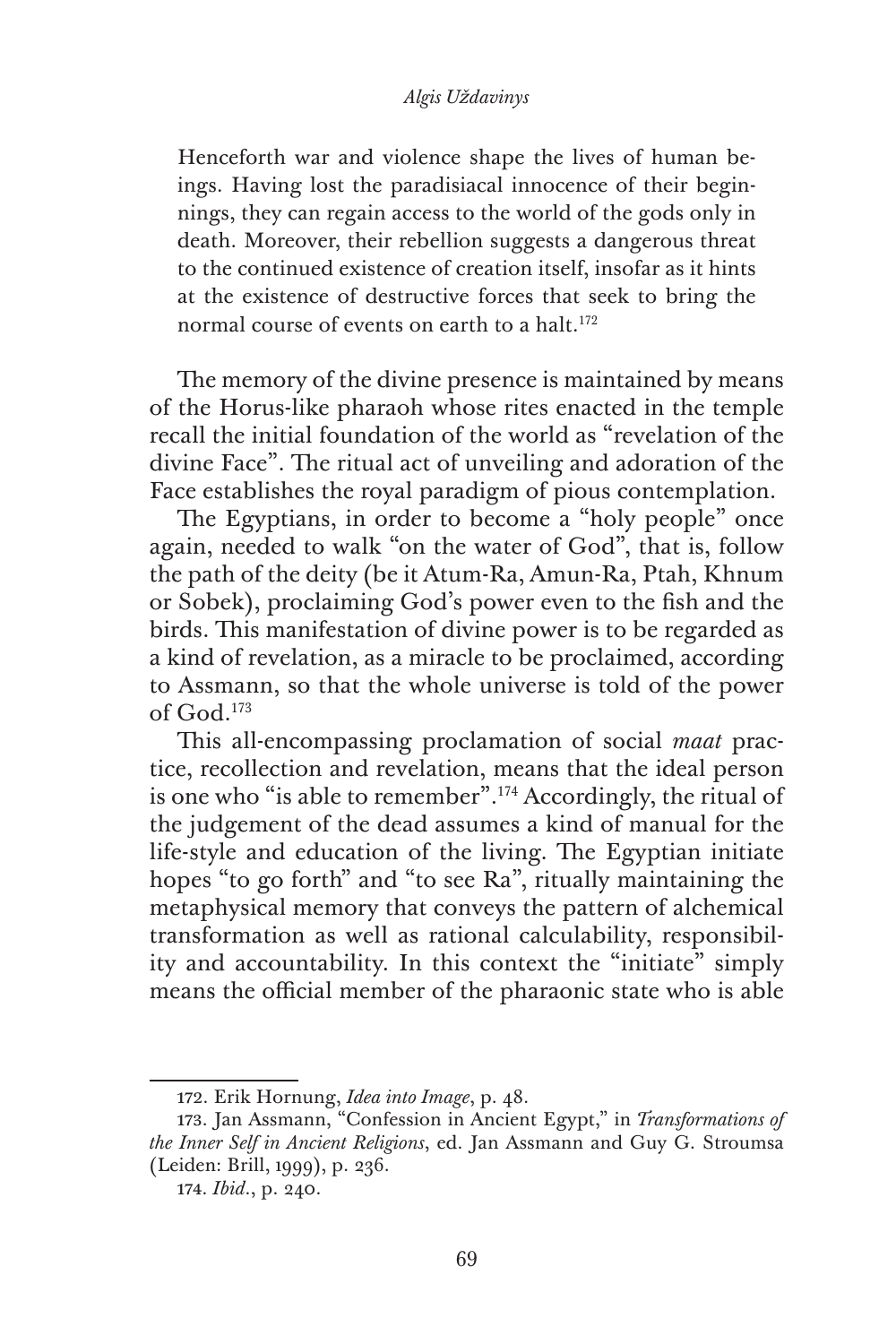> Henceforth war and violence shape the lives of human beings. Having lost the paradisiacal innocence of their beginnings, they can regain access to the world of the gods only in death. Moreover, their rebellion suggests a dangerous threat to the continued existence of creation itself, insofar as it hints at the existence of destructive forces that seek to bring the normal course of events on earth to a halt.[172]

The memory of the divine presence is maintained by means of the Horus-like pharaoh whose rites enacted in the temple recall the initial foundation of the world as "revelation of the divine Face". The ritual act of unveiling and adoration of the Face establishes the royal paradigm of pious contemplation.

The Egyptians, in order to become a "holy people" once again, needed to walk "on the water of God", that is, follow the path of the deity (be it Atum-Ra, Amun-Ra, Ptah, Khnum or Sobek), proclaiming God's power even to the fish and the birds. This manifestation of divine power is to be regarded as a kind of revelation, as a miracle to be proclaimed, according to Assmann, so that the whole universe is told of the power of God.[173]

This all-encompassing proclamation of social *maat* practice, recollection and revelation, means that the ideal person is one who "is able to remember".[174] Accordingly, the ritual of the judgement of the dead assumes a kind of manual for the life-style and education of the living. The Egyptian initiate hopes "to go forth" and "to see Ra", ritually maintaining the metaphysical memory that conveys the pattern of alchemical transformation as well as rational calculability, responsibility and accountability. In this context the "initiate" simply means the official member of the pharaonic state who is able

---

172. Erik Hornung, *Idea into Image*, p. 48.

173. Jan Assmann, "Confession in Ancient Egypt," in *Transformations of the Inner Self in Ancient Religions*, ed. Jan Assmann and Guy G. Stroumsa (Leiden: Brill, 1999), p. 236.

174. *Ibid*., p. 240.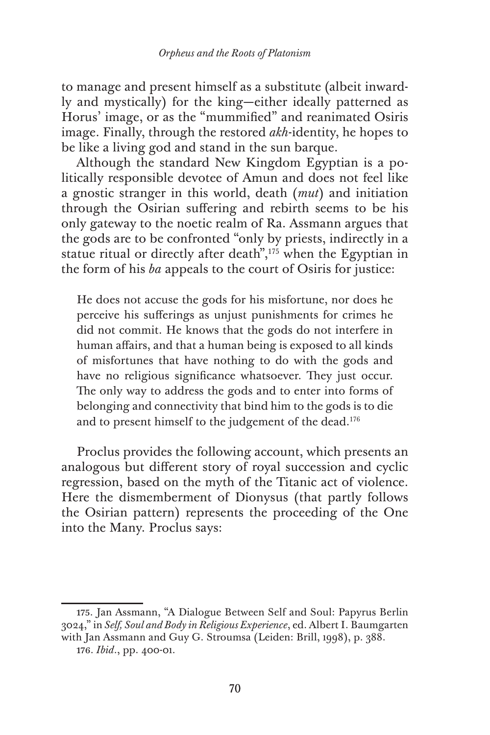to manage and present himself as a substitute (albeit inwardly and mystically) for the king—either ideally patterned as Horus' image, or as the "mummified" and reanimated Osiris image. Finally, through the restored *akh*-identity, he hopes to be like a living god and stand in the sun barque.

Although the standard New Kingdom Egyptian is a politically responsible devotee of Amun and does not feel like a gnostic stranger in this world, death (*mut*) and initiation through the Osirian suffering and rebirth seems to be his only gateway to the noetic realm of Ra. Assmann argues that the gods are to be confronted "only by priests, indirectly in a statue ritual or directly after death",[175] when the Egyptian in the form of his *ba* appeals to the court of Osiris for justice:

> He does not accuse the gods for his misfortune, nor does he perceive his sufferings as unjust punishments for crimes he did not commit. He knows that the gods do not interfere in human affairs, and that a human being is exposed to all kinds of misfortunes that have nothing to do with the gods and have no religious significance whatsoever. They just occur. The only way to address the gods and to enter into forms of belonging and connectivity that bind him to the gods is to die and to present himself to the judgement of the dead.[176]

Proclus provides the following account, which presents an analogous but different story of royal succession and cyclic regression, based on the myth of the Titanic act of violence. Here the dismemberment of Dionysus (that partly follows the Osirian pattern) represents the proceeding of the One into the Many. Proclus says:

---

175. Jan Assmann, "A Dialogue Between Self and Soul: Papyrus Berlin 3024," in *Self, Soul and Body in Religious Experience*, ed. Albert I. Baumgarten with Jan Assmann and Guy G. Stroumsa (Leiden: Brill, 1998), p. 388.

176. *Ibid*., pp. 400-01.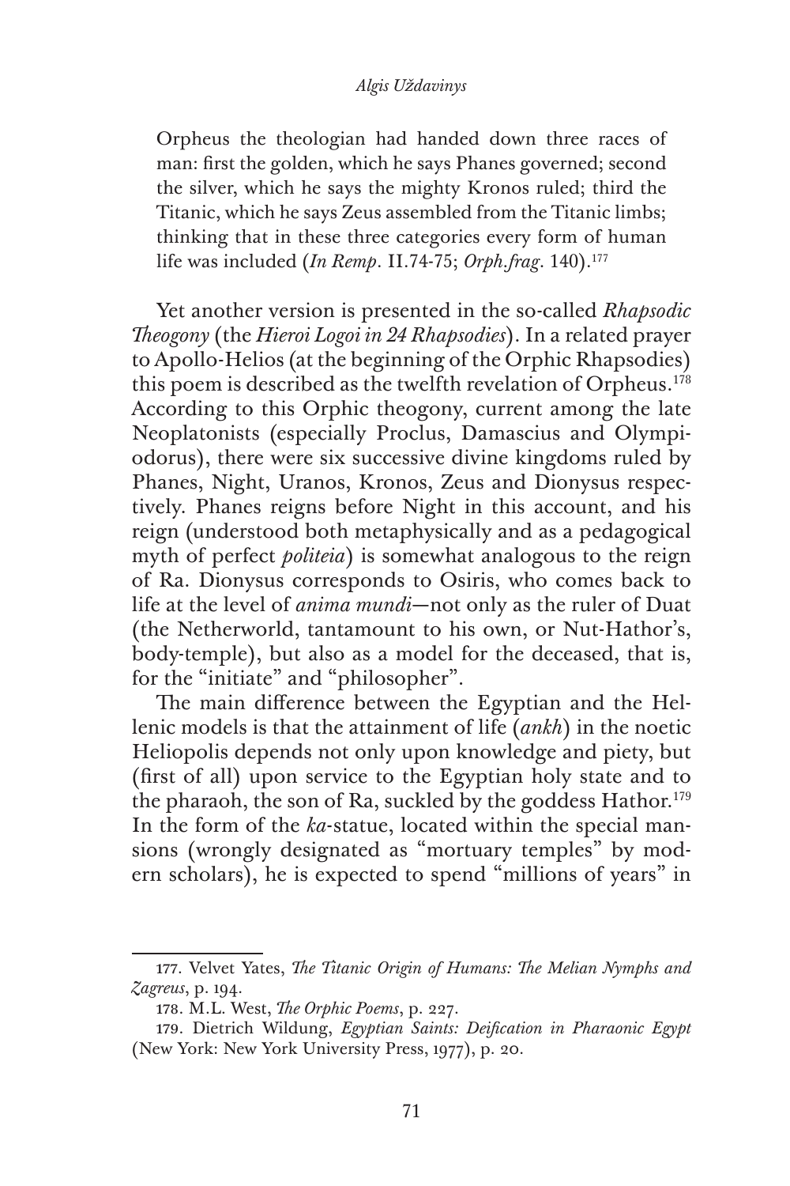> Orpheus the theologian had handed down three races of man: first the golden, which he says Phanes governed; second the silver, which he says the mighty Kronos ruled; third the Titanic, which he says Zeus assembled from the Titanic limbs; thinking that in these three categories every form of human life was included (*In Remp*. II.74-75; *Orph.frag*. 140).[177]

Yet another version is presented in the so-called *Rhapsodic Theogony* (the *Hieroi Logoi in 24 Rhapsodies*). In a related prayer to Apollo-Helios (at the beginning of the Orphic Rhapsodies) this poem is described as the twelfth revelation of Orpheus.[178] According to this Orphic theogony, current among the late Neoplatonists (especially Proclus, Damascius and Olympiodorus), there were six successive divine kingdoms ruled by Phanes, Night, Uranos, Kronos, Zeus and Dionysus respectively. Phanes reigns before Night in this account, and his reign (understood both metaphysically and as a pedagogical myth of perfect *politeia*) is somewhat analogous to the reign of Ra. Dionysus corresponds to Osiris, who comes back to life at the level of *anima mundi*—not only as the ruler of Duat (the Netherworld, tantamount to his own, or Nut-Hathor's, body-temple), but also as a model for the deceased, that is, for the "initiate" and "philosopher".

The main difference between the Egyptian and the Hellenic models is that the attainment of life (*ankh*) in the noetic Heliopolis depends not only upon knowledge and piety, but (first of all) upon service to the Egyptian holy state and to the pharaoh, the son of Ra, suckled the goddess Hathor.[179] In the form of the *ka*-statue, located within the special mansions (wrongly designated as "mortuary temples" by modern scholars), he is expected to spend "millions of years" in

---

177. Velvet Yates, *The Titanic Origin of Humans: The Melian Nymphs and Zagreus*, p. 194.

178. M.L. West, *The Orphic Poems*, p. 227.

179. Dietrich Wildung, *Egyptian Saints: Deification in Pharaonic Egypt* (New York: New York University Press, 1977), p. 20.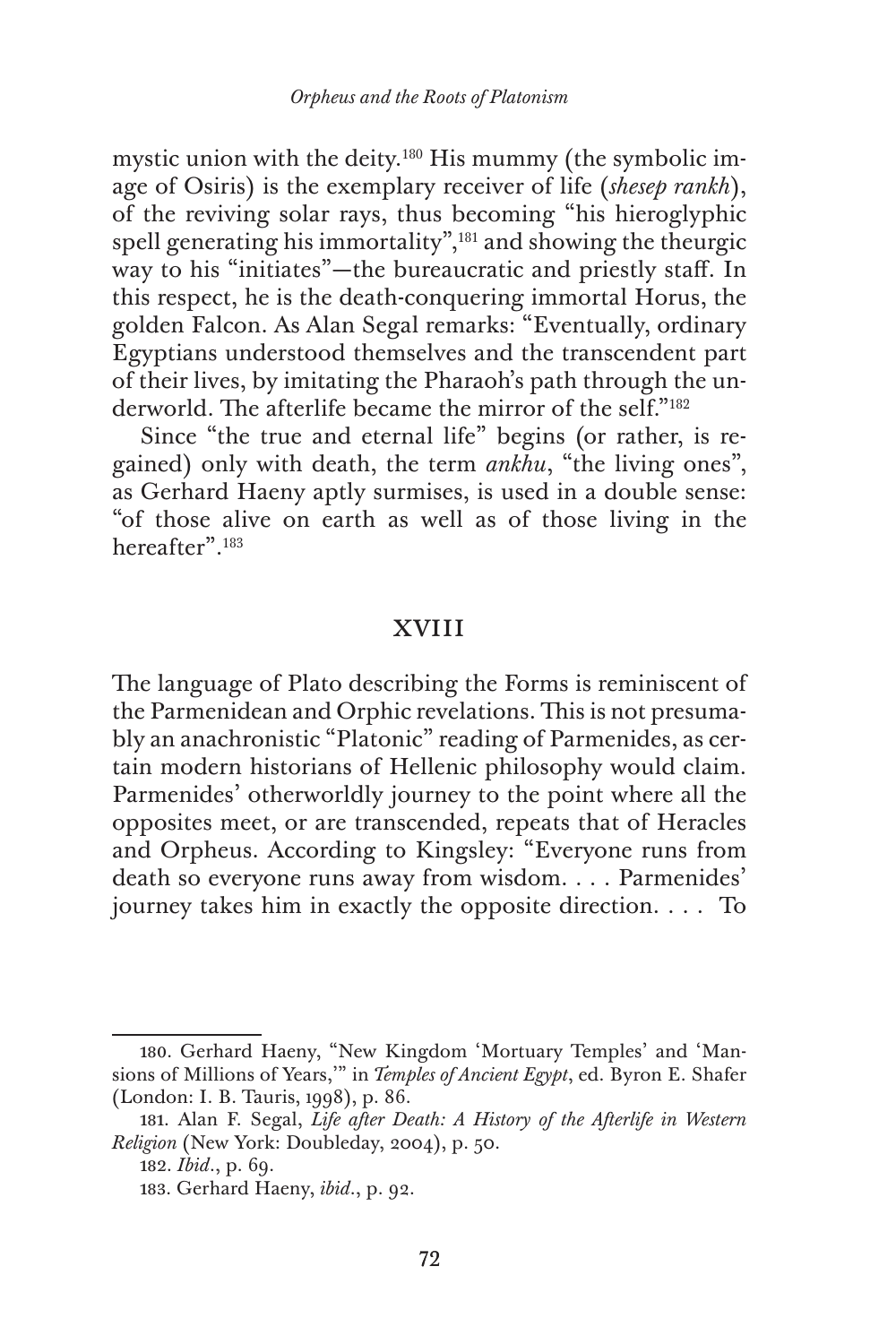mystic union with the deity.[180] His mummy (the symbolic image of Osiris) is the exemplary receiver of life (*shesep rankh*), of the reviving solar rays, thus becoming "his hieroglyphic spell generating his immortality",[181] and showing the theurgic way to his "initiates"—the bureaucratic and priestly staff. In this respect, he is the death-conquering immortal Horus, the golden Falcon. As Alan Segal remarks: "Eventually, ordinary Egyptians understood themselves and the transcendent part of their lives, by imitating the Pharaoh's path through the underworld. The afterlife became the mirror of the self."[182]

Since "the true and eternal life" begins (or rather, is regained) only with death, the term *ankhu*, "the living ones", as Gerhard Haeny aptly surmises, is used in a double sense: "of those alive on earth as well as of those living in the hereafter".[183]

## XVIII

The language of Plato describing the Forms is reminiscent of the Parmenidean and Orphic revelations. This is not presumably an anachronistic "Platonic" reading of Parmenides, as certain modern historians of Hellenic philosophy would claim. Parmenides' otherworldly journey to the point where all the opposites meet, or are transcended, repeats that of Heracles and Orpheus. According to Kingsley: "Everyone runs from death so everyone runs away from wisdom. . . . Parmenides' journey takes him in exactly the opposite direction. . . . To

---

180. Gerhard Haeny, "New Kingdom 'Mortuary Temples' and 'Mansions of Millions of Years,'" in *Temples of Ancient Egypt*, ed. Byron E. Shafer (London: I. B. Tauris, 1998), p. 86.

181. Alan F. Segal, *Life after Death: A History of the Afterlife in Western Religion* (New York: Doubleday, 2004), p. 50.

182. *Ibid*., p. 69.

183. Gerhard Haeny, *ibid*., p. 92.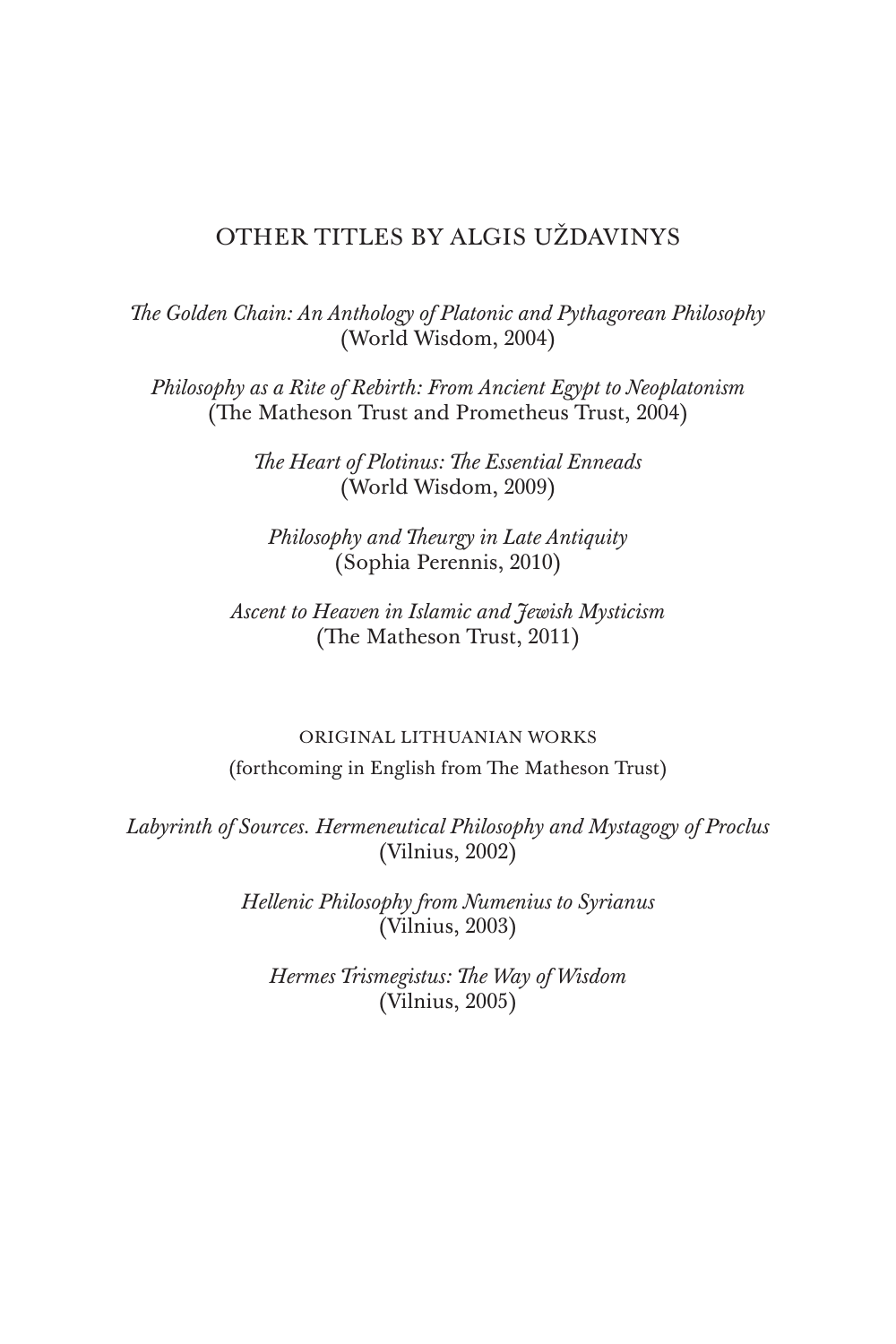# OTHER TITLES BY ALGIS UŽDAVINYS

*The Golden Chain: An Anthology of Platonic and Pythagorean Philosophy*
(World Wisdom, 2004)

*Philosophy as a Rite of Rebirth: From Ancient Egypt to Neoplatonism*
(The Matheson Trust and Prometheus Trust, 2004)

*The Heart of Plotinus: The Essential Enneads*
(World Wisdom, 2009)

*Philosophy and Theurgy in Late Antiquity*
(Sophia Perennis, 2010)

*Ascent to Heaven in Islamic and Jewish Mysticism*
(The Matheson Trust, 2011)

## ORIGINAL LITHUANIAN WORKS

(forthcoming in English from The Matheson Trust)

*Labyrinth of Sources. Hermeneutical Philosophy and Mystagogy of Proclus*
(Vilnius, 2002)

*Hellenic Philosophy from Numenius to Syrianus*
(Vilnius, 2003)

*Hermes Trismegistus: The Way of Wisdom*
(Vilnius, 2005)